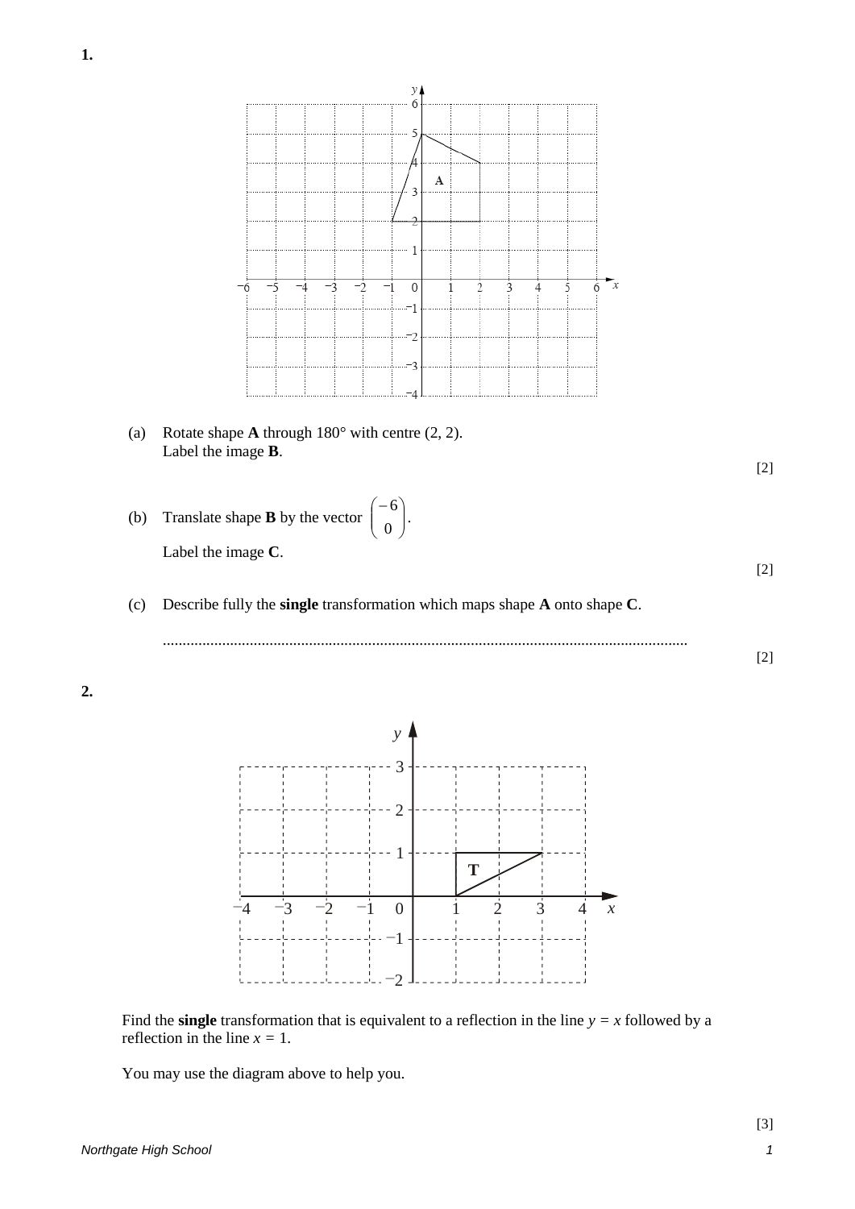**1.**

(a) Rotate shape **A** through 180° with centre (2, 2).
Label the image **B**.

[2]

(b) Translate shape **B** by the vector $\begin{pmatrix} -6 \\ 0 \end{pmatrix}$.

Label the image **C**.

[2]

(c) Describe fully the **single** transformation which maps shape **A** onto shape **C**.

.....................................................................................................................................

[2]

**2.**

Find the **single** transformation that is equivalent to a reflection in the line $y = x$ followed by a reflection in the line $x = 1$.

You may use the diagram above to help you.

[3]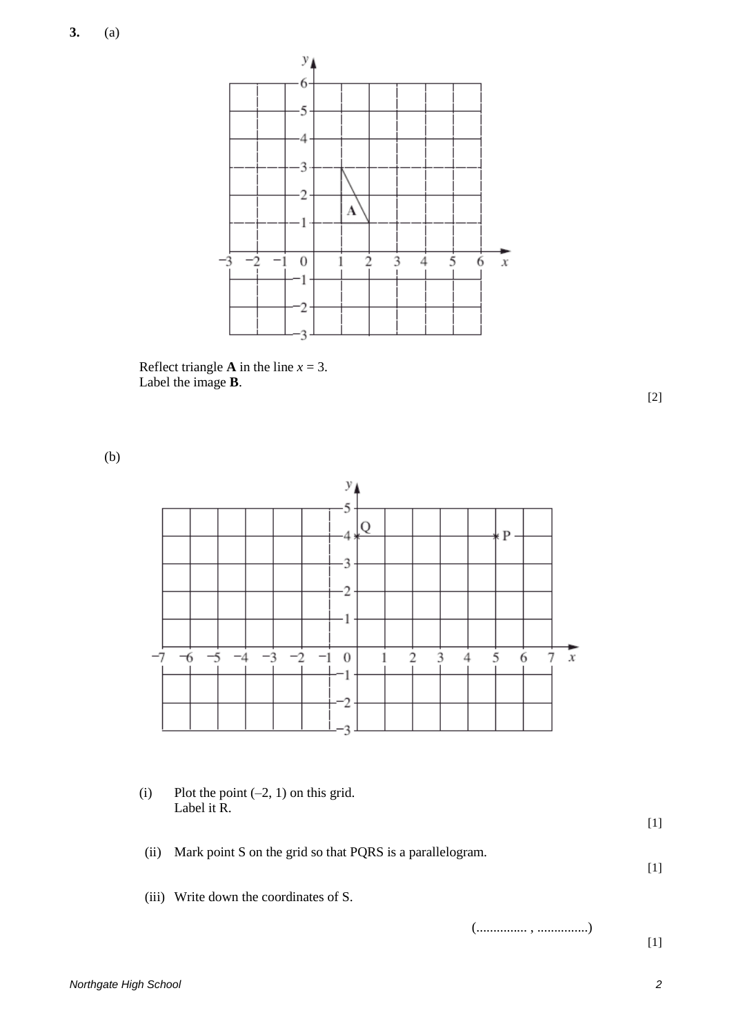**3.** (a)

Reflect triangle **A** in the line $x = 3$.
Label the image **B**.

[2]

(b)

(i) Plot the point $(-2, 1)$ on this grid.
Label it R.

[1]

(ii) Mark point S on the grid so that PQRS is a parallelogram.

[1]

(iii) Write down the coordinates of S.

(............... , ...............)

[1]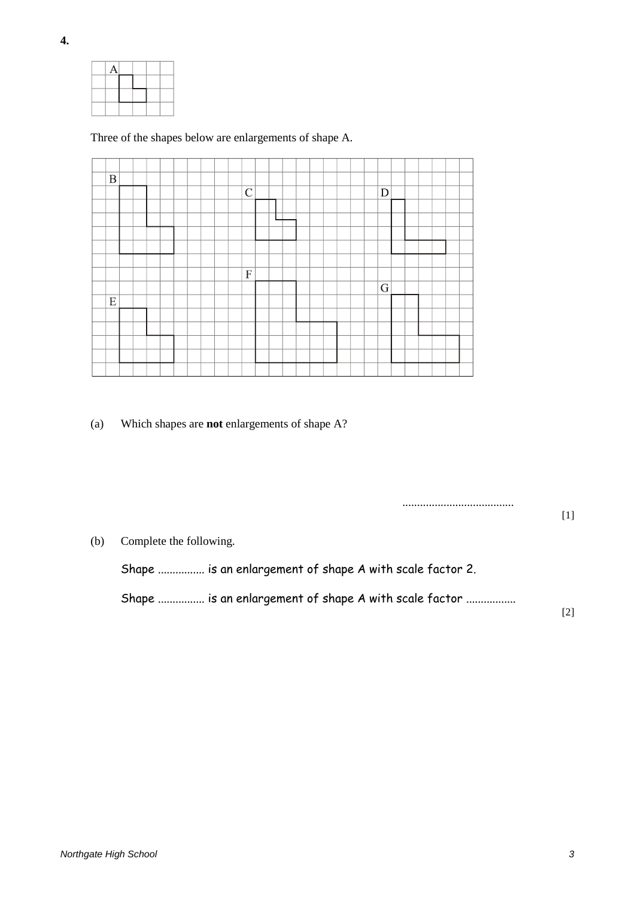**4.**

A

Three of the shapes below are enlargements of shape A.

B C D E F G

(a) Which shapes are **not** enlargements of shape A?

......................................

[1]

(b) Complete the following.

Shape ................ is an enlargement of shape A with scale factor 2.

Shape ................ is an enlargement of shape A with scale factor .................

[2]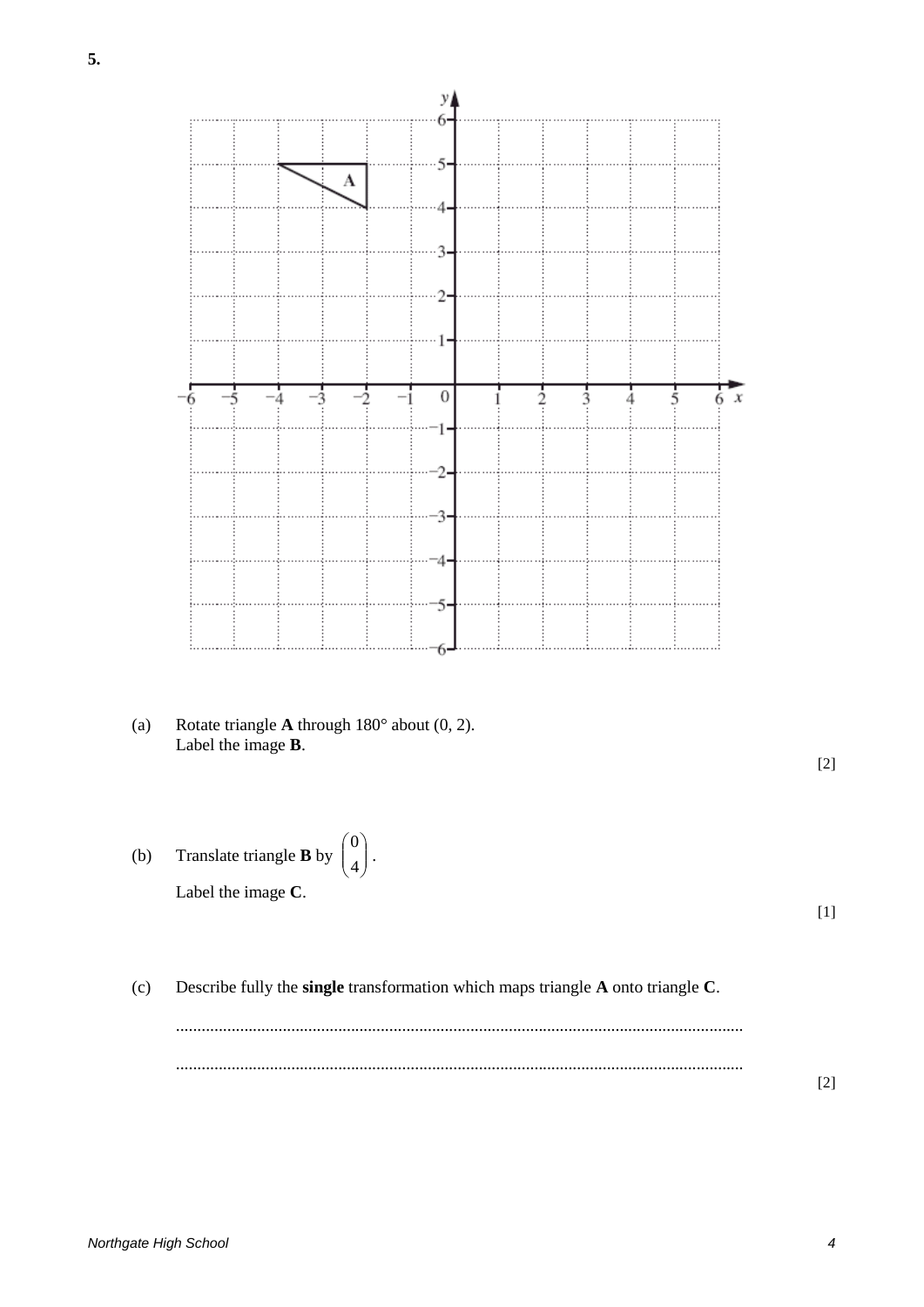**5.**

(a) Rotate triangle **A** through 180° about (0, 2).
Label the image **B**.

[2]

(b) Translate triangle **B** by $\begin{pmatrix} 0 \\ 4 \end{pmatrix}$.
Label the image **C**.

[1]

(c) Describe fully the **single** transformation which maps triangle **A** onto triangle **C**.

..................................................................................................................................

..................................................................................................................................

[2]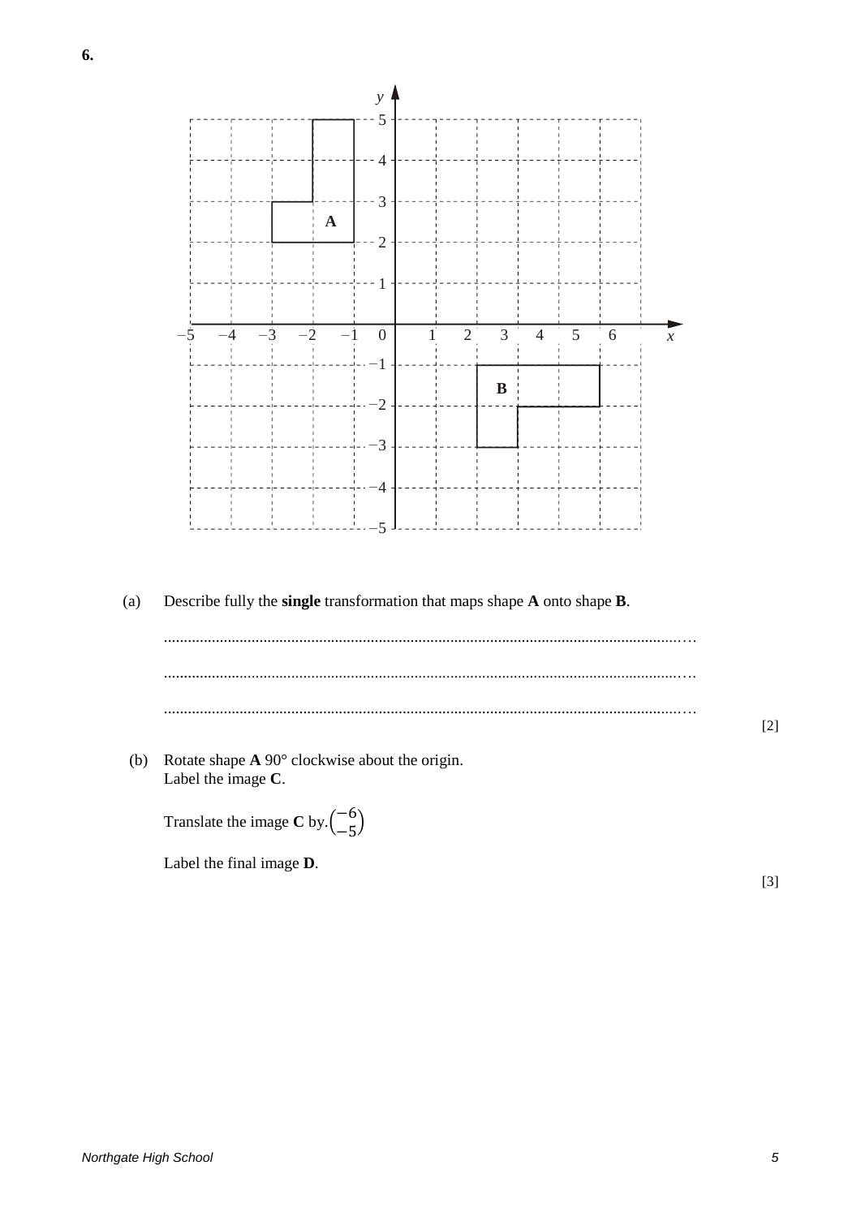**6.**

(a) Describe fully the **single** transformation that maps shape **A** onto shape **B**.

..................................................................................................................................

..................................................................................................................................

.................................................................................................................................. [2]

(b) Rotate shape **A** 90° clockwise about the origin.
Label the image **C**.

Translate the image **C** by $\begin{pmatrix} -6 \\ -5 \end{pmatrix}$

Label the final image **D**.

[3]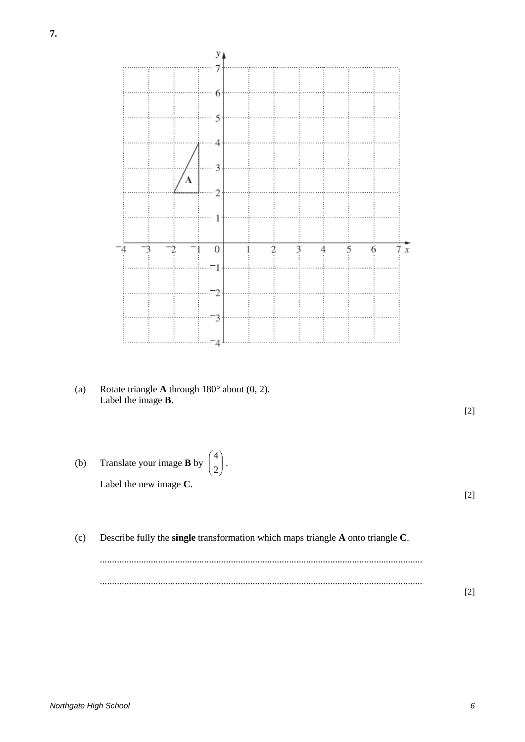**7.**

(a) Rotate triangle **A** through 180° about (0, 2).
Label the image **B**.

[2]

(b) Translate your image **B** by $\begin{pmatrix} 4 \\ 2 \end{pmatrix}$.

Label the new image **C**.

[2]

(c) Describe fully the **single** transformation which maps triangle **A** onto triangle **C**.

..................................................................................................................................

..................................................................................................................................

[2]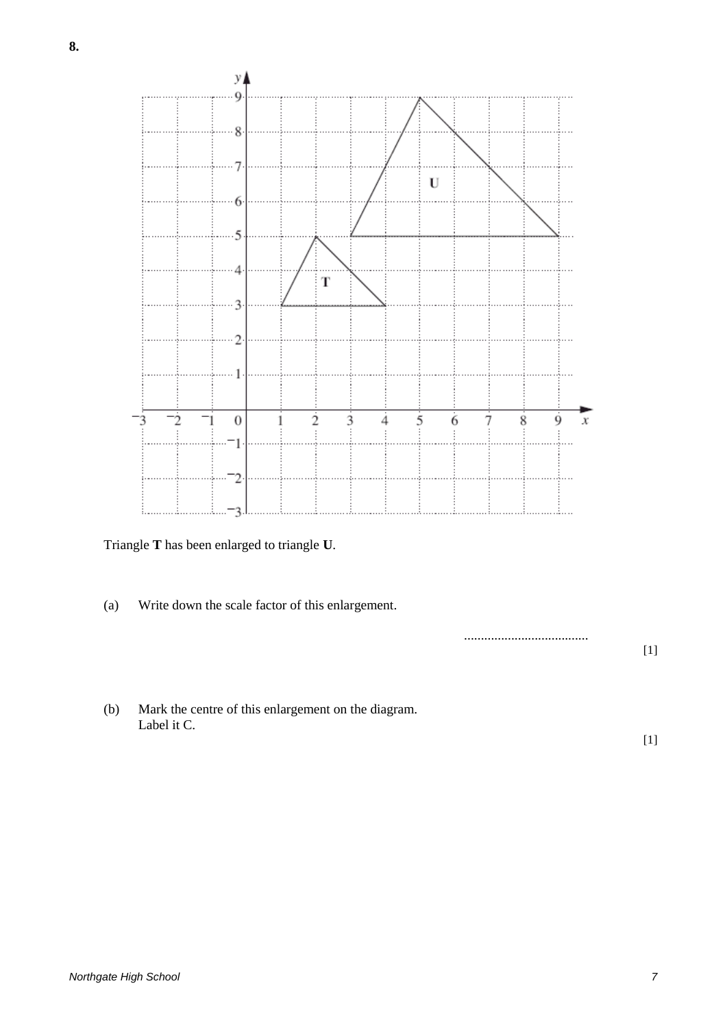**8.**

Triangle **T** has been enlarged to triangle **U**.

(a) Write down the scale factor of this enlargement.

.....................................

[1]

(b) Mark the centre of this enlargement on the diagram.
Label it C.

[1]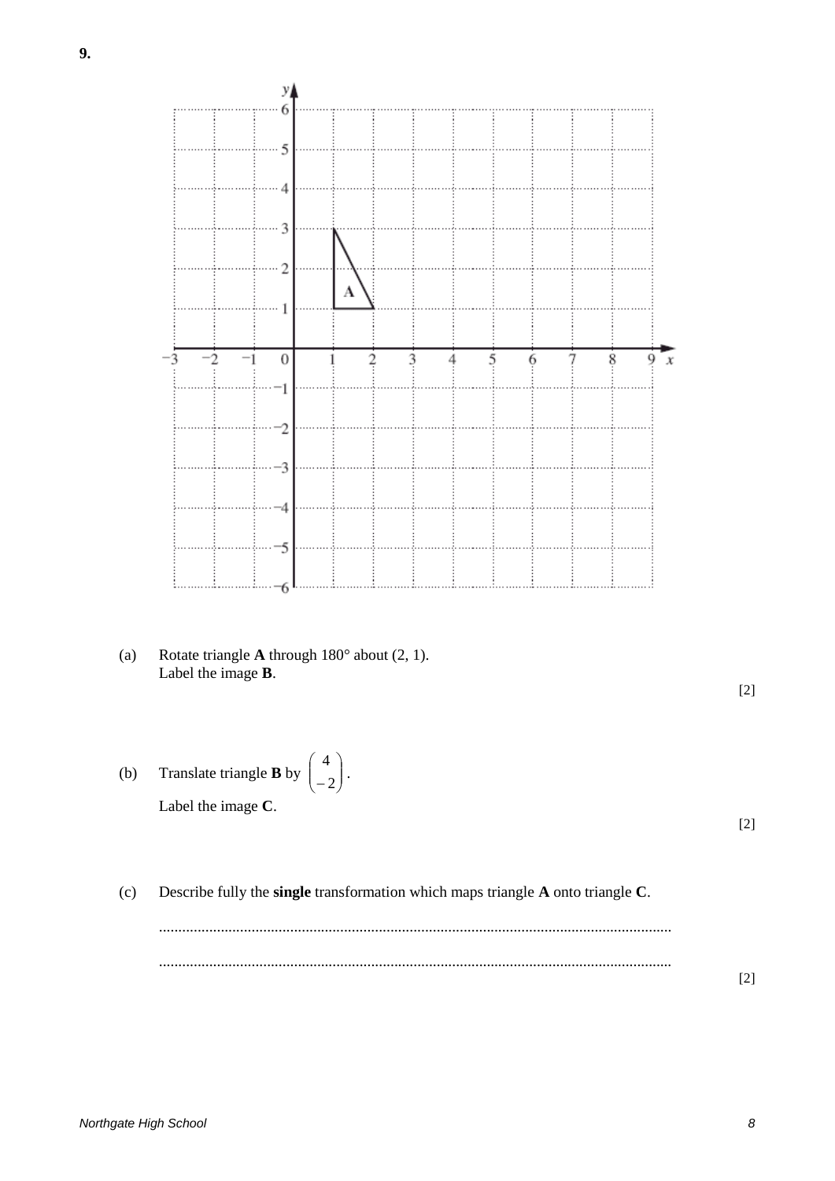**9.**

(a) Rotate triangle **A** through 180° about (2, 1).
Label the image **B**.

[2]

(b) Translate triangle **B** by $\begin{pmatrix} 4 \\ -2 \end{pmatrix}$.
Label the image **C**.

[2]

(c) Describe fully the **single** transformation which maps triangle **A** onto triangle **C**.

..................................................................................................................................

..................................................................................................................................

[2]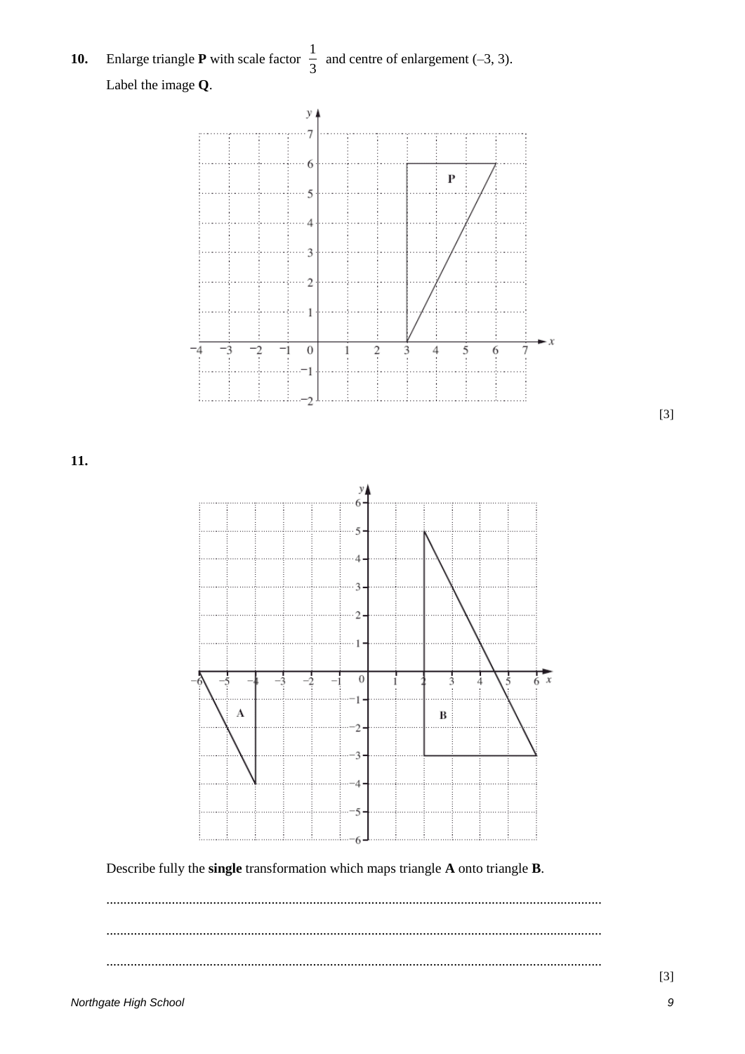**10.** Enlarge triangle **P** with scale factor $\frac{1}{3}$ and centre of enlargement (–3, 3).

Label the image **Q**.

y
7
6
5
4
3
2
1
0
−1
−2
−4 −3 −2 −1 0 1 2 3 4 5 6 7 x
P

[3]

**11.**

y
6
5
4
3
2
1
0
−1
−2
−3
−4
−5
−6
−6 −5 −4 −3 −2 −1 0 1 2 3 4 5 6 x
A
B

Describe fully the **single** transformation which maps triangle **A** onto triangle **B**.

..............................................................................................................................................

..............................................................................................................................................

..............................................................................................................................................

[3]